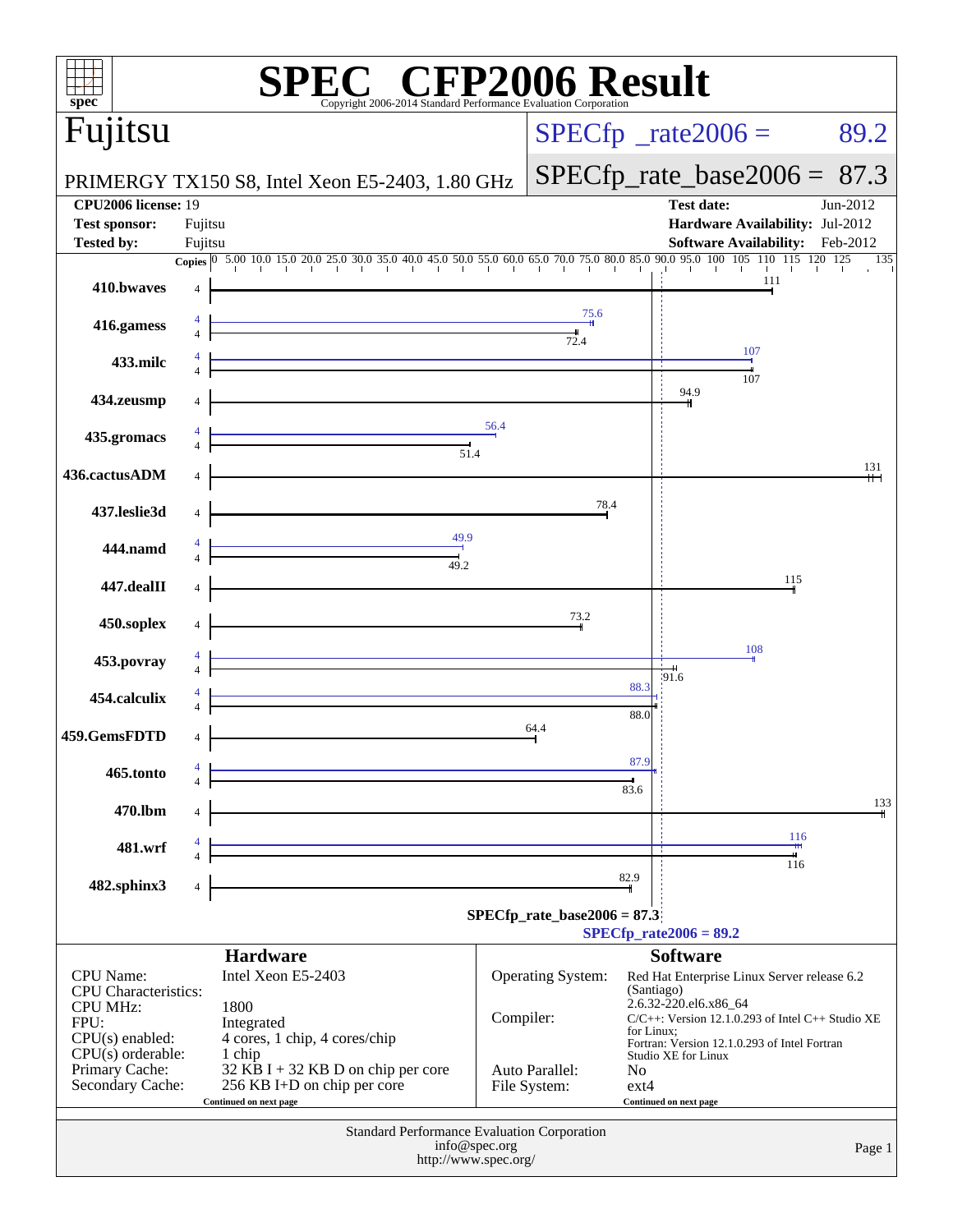# SPEC CFP2006 Result

Copyright 2006-2014 Standard Performance Evaluation Corporation

## Fujitsu

PRIMERGY TX150 S8, Intel Xeon E5-2403, 1.80 GHz

SPECfp_rate2006 = 89.2

SPECfp_rate_base2006 = 87.3

| | | | |
|---|---|---|---|
| **CPU2006 license:** | 19 | **Test date:** | Jun-2012 |
| **Test sponsor:** | Fujitsu | **Hardware Availability:** | Jul-2012 |
| **Tested by:** | Fujitsu | **Software Availability:** | Feb-2012 |

| Benchmark | Copies (peak) | Peak | Copies (base) | Base |
|---|---|---|---|---|
| 410.bwaves | | | 4 | 111 |
| 416.gamess | 4 | 75.6 | 4 | 72.4 |
| 433.milc | 4 | 107 | 4 | 107 |
| 434.zeusmp | | | 4 | 94.9 |
| 435.gromacs | 4 | 56.4 | 4 | 51.4 |
| 436.cactusADM | | | 4 | 131 |
| 437.leslie3d | | | 4 | 78.4 |
| 444.namd | 4 | 49.9 | 4 | 49.2 |
| 447.dealII | | | 4 | 115 |
| 450.soplex | | | 4 | 73.2 |
| 453.povray | 4 | 108 | 4 | 91.6 |
| 454.calculix | 4 | 88.3 | 4 | 88.0 |
| 459.GemsFDTD | | | 4 | 64.4 |
| 465.tonto | 4 | 87.9 | 4 | 83.6 |
| 470.lbm | | | 4 | 133 |
| 481.wrf | 4 | 116 | 4 | 116 |
| 482.sphinx3 | | | 4 | 82.9 |

SPECfp_rate_base2006 = 87.3

SPECfp_rate2006 = 89.2

### Hardware

| | |
|---|---|
| CPU Name: | Intel Xeon E5-2403 |
| CPU Characteristics: | |
| CPU MHz: | 1800 |
| FPU: | Integrated |
| CPU(s) enabled: | 4 cores, 1 chip, 4 cores/chip |
| CPU(s) orderable: | 1 chip |
| Primary Cache: | 32 KB I + 32 KB D on chip per core |
| Secondary Cache: | 256 KB I+D on chip per core |

Continued on next page

### Software

| | |
|---|---|
| Operating System: | Red Hat Enterprise Linux Server release 6.2 (Santiago) 2.6.32-220.el6.x86_64 |
| Compiler: | C/C++: Version 12.1.0.293 of Intel C++ Studio XE for Linux; Fortran: Version 12.1.0.293 of Intel Fortran Studio XE for Linux |
| Auto Parallel: | No |
| File System: | ext4 |

Continued on next page

Standard Performance Evaluation Corporation
info@spec.org
http://www.spec.org/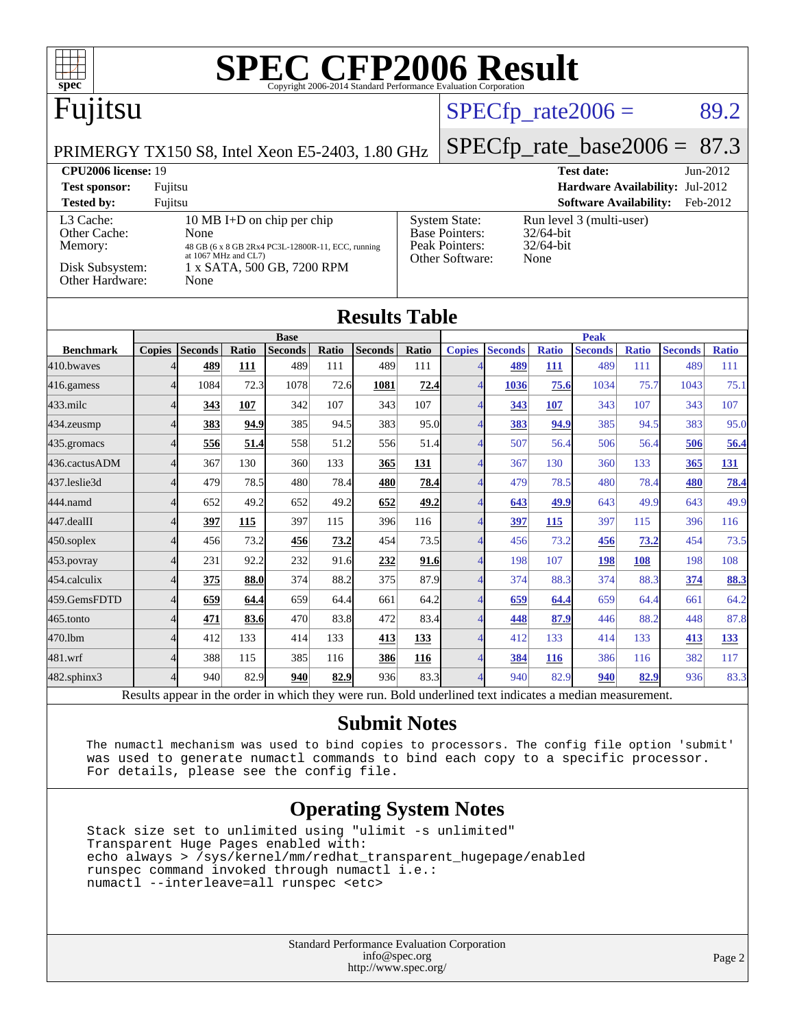# SPEC CFP2006 Result

Copyright 2006-2014 Standard Performance Evaluation Corporation

## Fujitsu

PRIMERGY TX150 S8, Intel Xeon E5-2403, 1.80 GHz

SPECfp_rate2006 = 89.2

SPECfp_rate_base2006 = 87.3

| | | | |
|---|---|---|---|
| **CPU2006 license:** 19 | | **Test date:** | Jun-2012 |
| **Test sponsor:** | Fujitsu | **Hardware Availability:** | Jul-2012 |
| **Tested by:** | Fujitsu | **Software Availability:** | Feb-2012 |

| | |
|---|---|
| L3 Cache: | 10 MB I+D on chip per chip |
| Other Cache: | None |
| Memory: | 48 GB (6 x 8 GB 2Rx4 PC3L-12800R-11, ECC, running at 1067 MHz and CL7) |
| Disk Subsystem: | 1 x SATA, 500 GB, 7200 RPM |
| Other Hardware: | None |

| | |
|---|---|
| System State: | Run level 3 (multi-user) |
| Base Pointers: | 32/64-bit |
| Peak Pointers: | 32/64-bit |
| Other Software: | None |

## Results Table

| | Base | | | | | | | Peak | | | | | | |
|---|---|---|---|---|---|---|---|---|---|---|---|---|---|---|
| **Benchmark** | **Copies** | **Seconds** | **Ratio** | **Seconds** | **Ratio** | **Seconds** | **Ratio** | **Copies** | **Seconds** | **Ratio** | **Seconds** | **Ratio** | **Seconds** | **Ratio** |
| 410.bwaves | 4 | **489** | **111** | 489 | 111 | 489 | 111 | 4 | **489** | **111** | 489 | 111 | 489 | 111 |
| 416.gamess | 4 | 1084 | 72.3 | 1078 | 72.6 | **1081** | **72.4** | 4 | **1036** | **75.6** | 1034 | 75.7 | 1043 | 75.1 |
| 433.milc | 4 | **343** | **107** | 342 | 107 | 343 | 107 | 4 | **343** | **107** | 343 | 107 | 343 | 107 |
| 434.zeusmp | 4 | **383** | **94.9** | 385 | 94.5 | 383 | 95.0 | 4 | **383** | **94.9** | 385 | 94.5 | 383 | 95.0 |
| 435.gromacs | 4 | **556** | **51.4** | 558 | 51.2 | 556 | 51.4 | 4 | 507 | 56.4 | 506 | 56.4 | **506** | **56.4** |
| 436.cactusADM | 4 | 367 | 130 | 360 | 133 | **365** | **131** | 4 | 367 | 130 | 360 | 133 | **365** | **131** |
| 437.leslie3d | 4 | 479 | 78.5 | 480 | 78.4 | **480** | **78.4** | 4 | 479 | 78.5 | 480 | 78.4 | **480** | **78.4** |
| 444.namd | 4 | 652 | 49.2 | 652 | 49.2 | **652** | **49.2** | 4 | **643** | **49.9** | 643 | 49.9 | 643 | 49.9 |
| 447.dealII | 4 | **397** | **115** | 397 | 115 | 396 | 116 | 4 | **397** | **115** | 397 | 115 | 396 | 116 |
| 450.soplex | 4 | 456 | 73.2 | **456** | **73.2** | 454 | 73.5 | 4 | 456 | 73.2 | **456** | **73.2** | 454 | 73.5 |
| 453.povray | 4 | 231 | 92.2 | 232 | 91.6 | **232** | **91.6** | 4 | 198 | 107 | **198** | **108** | 198 | 108 |
| 454.calculix | 4 | **375** | **88.0** | 374 | 88.2 | 375 | 87.9 | 4 | 374 | 88.3 | 374 | 88.3 | **374** | **88.3** |
| 459.GemsFDTD | 4 | **659** | **64.4** | 659 | 64.4 | 661 | 64.2 | 4 | **659** | **64.4** | 659 | 64.4 | 661 | 64.2 |
| 465.tonto | 4 | **471** | **83.6** | 470 | 83.8 | 472 | 83.4 | 4 | **448** | **87.9** | 446 | 88.2 | 448 | 87.8 |
| 470.lbm | 4 | 412 | 133 | 414 | 133 | **413** | **133** | 4 | 412 | 133 | 414 | 133 | **413** | **133** |
| 481.wrf | 4 | 388 | 115 | 385 | 116 | **386** | **116** | 4 | **384** | **116** | 386 | 116 | 382 | 117 |
| 482.sphinx3 | 4 | 940 | 82.9 | **940** | **82.9** | 936 | 83.3 | 4 | 940 | 82.9 | **940** | **82.9** | 936 | 83.3 |

Results appear in the order in which they were run. Bold underlined text indicates a median measurement.

## Submit Notes

```
The numactl mechanism was used to bind copies to processors. The config file option 'submit'
was used to generate numactl commands to bind each copy to a specific processor.
For details, please see the config file.
```

## Operating System Notes

```
Stack size set to unlimited using "ulimit -s unlimited"
Transparent Huge Pages enabled with:
echo always > /sys/kernel/mm/redhat_transparent_hugepage/enabled
runspec command invoked through numactl i.e.:
numactl --interleave=all runspec <etc>
```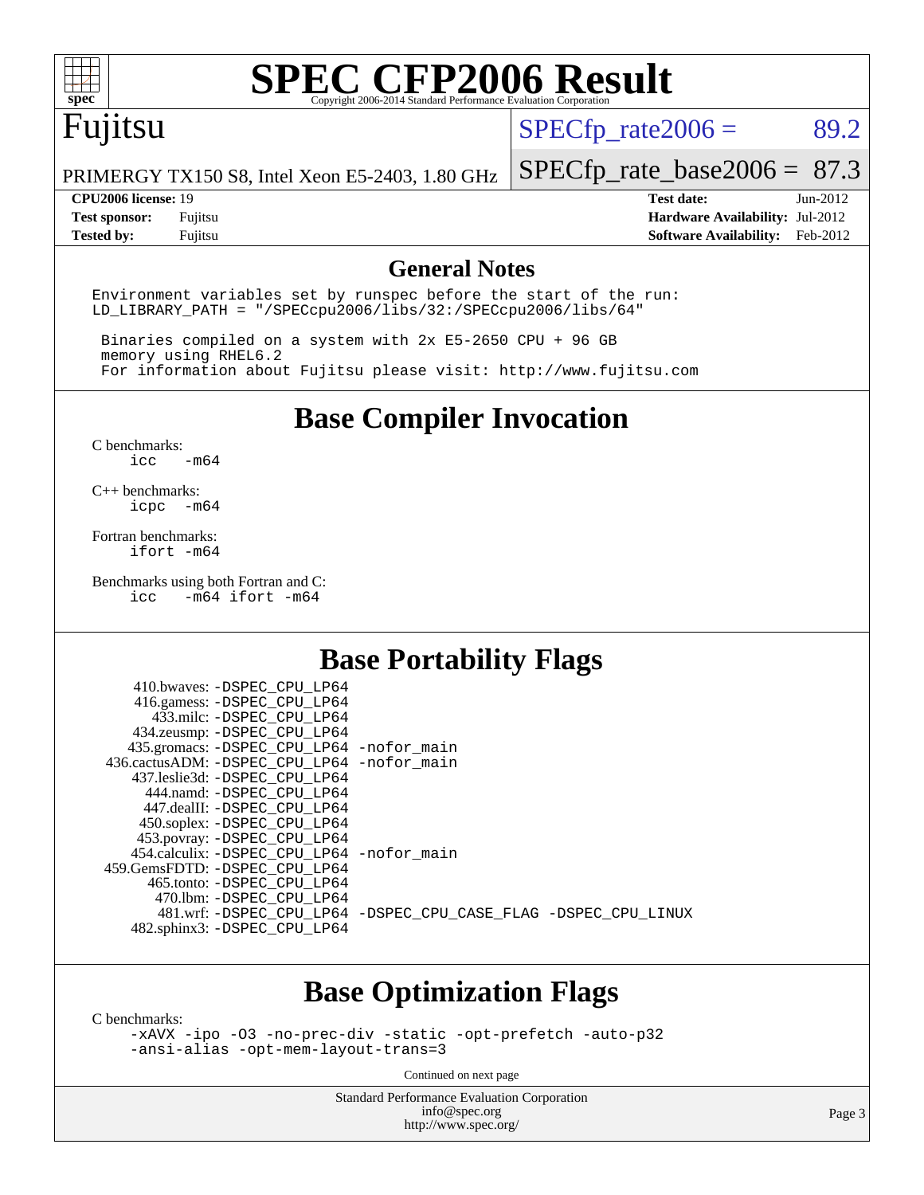# SPEC CFP2006 Result

Copyright 2006-2014 Standard Performance Evaluation Corporation

## Fujitsu

PRIMERGY TX150 S8, Intel Xeon E5-2403, 1.80 GHz

SPECfp_rate2006 = 89.2

SPECfp_rate_base2006 = 87.3

| | | | |
|---|---|---|---|
| **CPU2006 license:** | 19 | **Test date:** | Jun-2012 |
| **Test sponsor:** | Fujitsu | **Hardware Availability:** | Jul-2012 |
| **Tested by:** | Fujitsu | **Software Availability:** | Feb-2012 |

## General Notes

```
Environment variables set by runspec before the start of the run:
LD_LIBRARY_PATH = "/SPECcpu2006/libs/32:/SPECcpu2006/libs/64"

 Binaries compiled on a system with 2x E5-2650 CPU + 96 GB
 memory using RHEL6.2
 For information about Fujitsu please visit: http://www.fujitsu.com
```

## Base Compiler Invocation

C benchmarks:
```
icc   -m64
```

C++ benchmarks:
```
icpc  -m64
```

Fortran benchmarks:
```
ifort -m64
```

Benchmarks using both Fortran and C:
```
icc   -m64 ifort -m64
```

## Base Portability Flags

```
     410.bwaves: -DSPEC_CPU_LP64
     416.gamess: -DSPEC_CPU_LP64
       433.milc: -DSPEC_CPU_LP64
     434.zeusmp: -DSPEC_CPU_LP64
    435.gromacs: -DSPEC_CPU_LP64 -nofor_main
 436.cactusADM: -DSPEC_CPU_LP64 -nofor_main
    437.leslie3d: -DSPEC_CPU_LP64
       444.namd: -DSPEC_CPU_LP64
     447.dealII: -DSPEC_CPU_LP64
     450.soplex: -DSPEC_CPU_LP64
     453.povray: -DSPEC_CPU_LP64
   454.calculix: -DSPEC_CPU_LP64 -nofor_main
 459.GemsFDTD: -DSPEC_CPU_LP64
      465.tonto: -DSPEC_CPU_LP64
        470.lbm: -DSPEC_CPU_LP64
        481.wrf: -DSPEC_CPU_LP64 -DSPEC_CPU_CASE_FLAG -DSPEC_CPU_LINUX
   482.sphinx3: -DSPEC_CPU_LP64
```

## Base Optimization Flags

C benchmarks:
```
-xAVX -ipo -O3 -no-prec-div -static -opt-prefetch -auto-p32
-ansi-alias -opt-mem-layout-trans=3
```

Continued on next page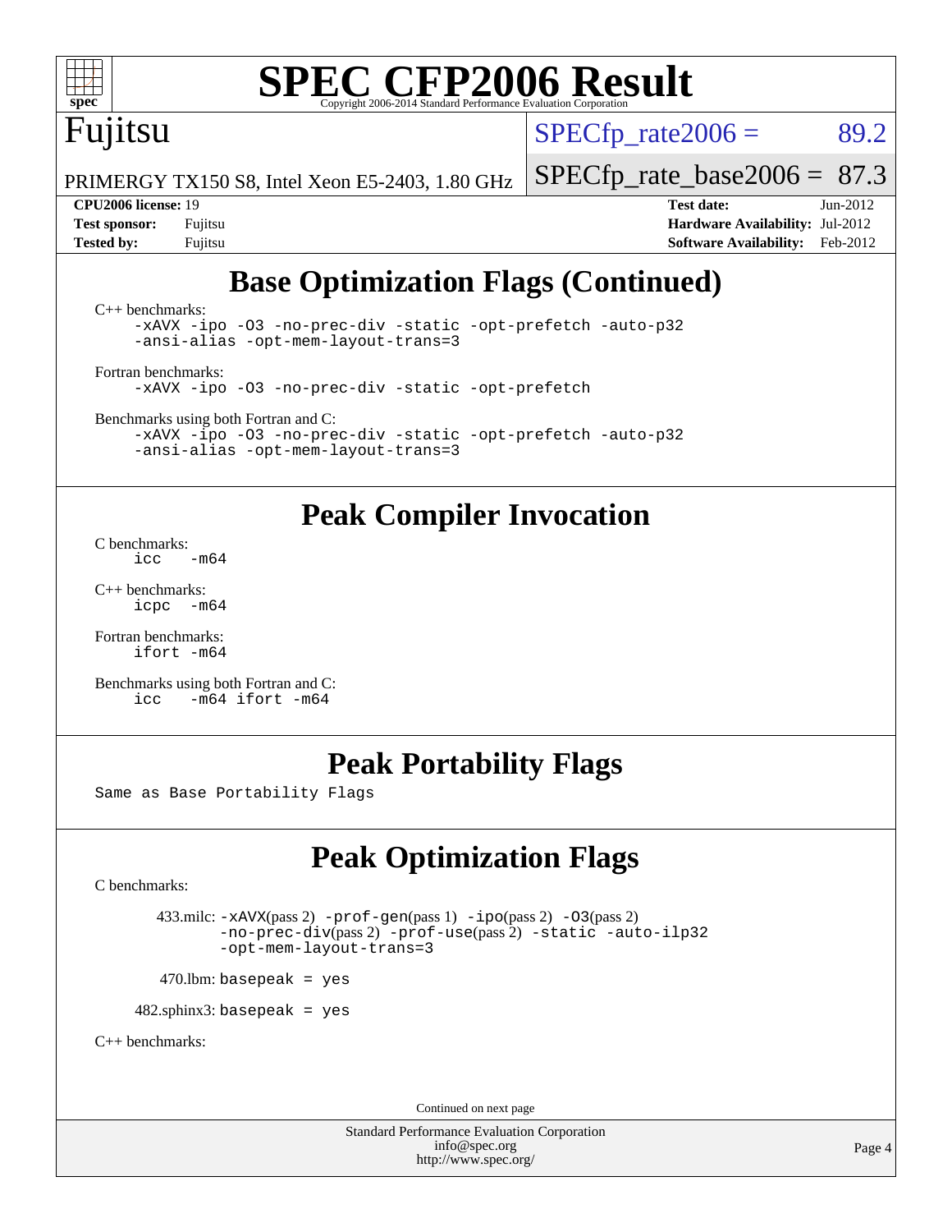## Base Optimization Flags (Continued)

C++ benchmarks:

```
-xAVX -ipo -O3 -no-prec-div -static -opt-prefetch -auto-p32
-ansi-alias -opt-mem-layout-trans=3
```

Fortran benchmarks:

```
-xAVX -ipo -O3 -no-prec-div -static -opt-prefetch
```

Benchmarks using both Fortran and C:

```
-xAVX -ipo -O3 -no-prec-div -static -opt-prefetch -auto-p32
-ansi-alias -opt-mem-layout-trans=3
```

## Peak Compiler Invocation

C benchmarks:

```
icc   -m64
```

C++ benchmarks:

```
icpc  -m64
```

Fortran benchmarks:

```
ifort -m64
```

Benchmarks using both Fortran and C:

```
icc   -m64 ifort -m64
```

## Peak Portability Flags

Same as Base Portability Flags

## Peak Optimization Flags

C benchmarks:

433.milc: `-xAVX`(pass 2) `-prof-gen`(pass 1) `-ipo`(pass 2) `-O3`(pass 2) `-no-prec-div`(pass 2) `-prof-use`(pass 2) `-static -auto-ilp32 -opt-mem-layout-trans=3`

470.lbm: `basepeak = yes`

482.sphinx3: `basepeak = yes`

C++ benchmarks:

Continued on next page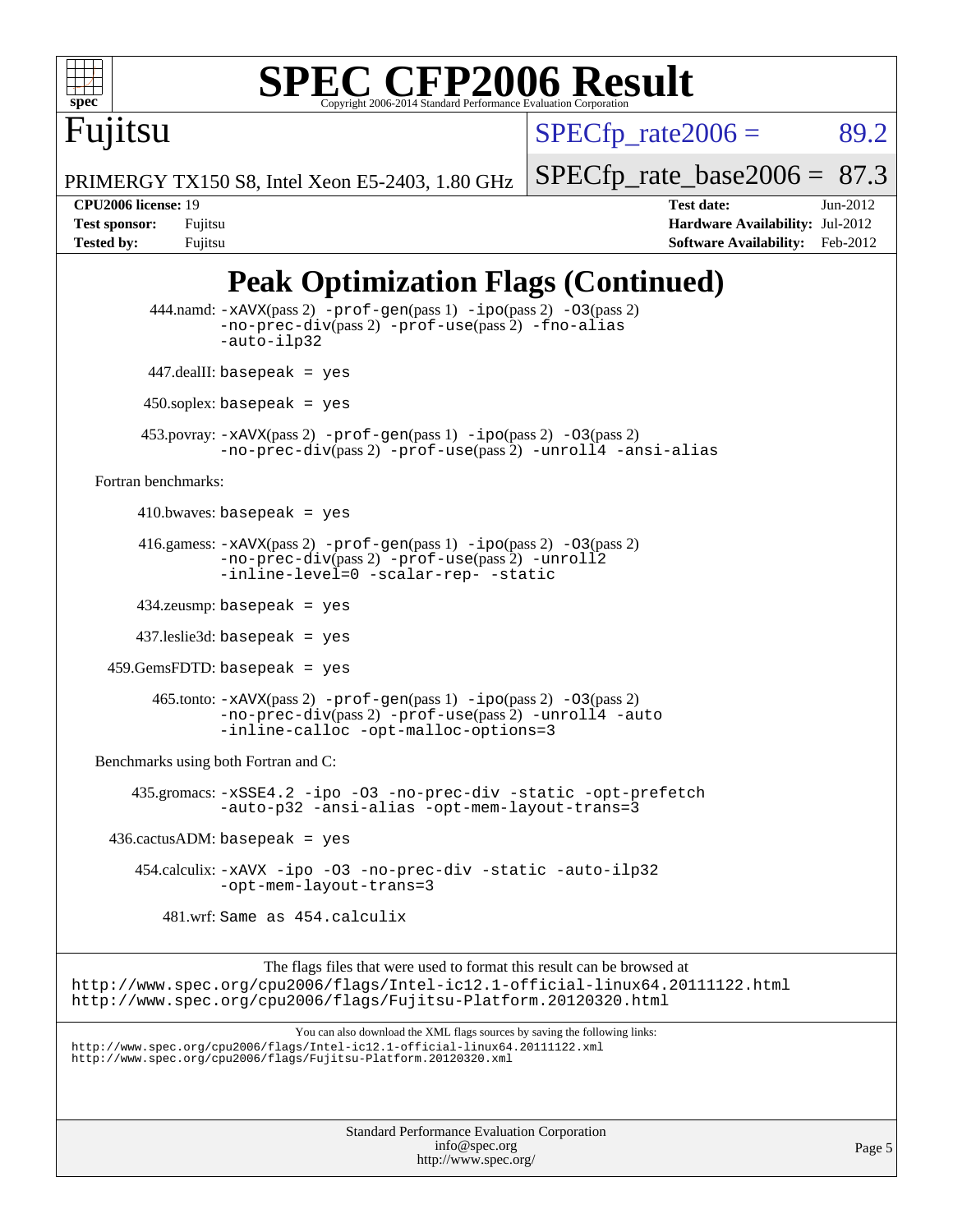# SPEC CFP2006 Result

Fujitsu

PRIMERGY TX150 S8, Intel Xeon E5-2403, 1.80 GHz

SPECfp_rate2006 = 89.2

SPECfp_rate_base2006 = 87.3

**CPU2006 license:** 19
**Test sponsor:** Fujitsu
**Tested by:** Fujitsu

**Test date:** Jun-2012
**Hardware Availability:** Jul-2012
**Software Availability:** Feb-2012

## Peak Optimization Flags (Continued)

444.namd: -xAVX(pass 2) -prof-gen(pass 1) -ipo(pass 2) -O3(pass 2) -no-prec-div(pass 2) -prof-use(pass 2) -fno-alias -auto-ilp32

447.dealII: basepeak = yes

450.soplex: basepeak = yes

453.povray: -xAVX(pass 2) -prof-gen(pass 1) -ipo(pass 2) -O3(pass 2) -no-prec-div(pass 2) -prof-use(pass 2) -unroll4 -ansi-alias

Fortran benchmarks:

410.bwaves: basepeak = yes

416.gamess: -xAVX(pass 2) -prof-gen(pass 1) -ipo(pass 2) -O3(pass 2) -no-prec-div(pass 2) -prof-use(pass 2) -unroll2 -inline-level=0 -scalar-rep- -static

434.zeusmp: basepeak = yes

437.leslie3d: basepeak = yes

459.GemsFDTD: basepeak = yes

465.tonto: -xAVX(pass 2) -prof-gen(pass 1) -ipo(pass 2) -O3(pass 2) -no-prec-div(pass 2) -prof-use(pass 2) -unroll4 -auto -inline-calloc -opt-malloc-options=3

Benchmarks using both Fortran and C:

435.gromacs: -xSSE4.2 -ipo -O3 -no-prec-div -static -opt-prefetch -auto-p32 -ansi-alias -opt-mem-layout-trans=3

436.cactusADM: basepeak = yes

454.calculix: -xAVX -ipo -O3 -no-prec-div -static -auto-ilp32 -opt-mem-layout-trans=3

481.wrf: Same as 454.calculix

The flags files that were used to format this result can be browsed at
http://www.spec.org/cpu2006/flags/Intel-ic12.1-official-linux64.20111122.html
http://www.spec.org/cpu2006/flags/Fujitsu-Platform.20120320.html

You can also download the XML flags sources by saving the following links:
http://www.spec.org/cpu2006/flags/Intel-ic12.1-official-linux64.20111122.xml
http://www.spec.org/cpu2006/flags/Fujitsu-Platform.20120320.xml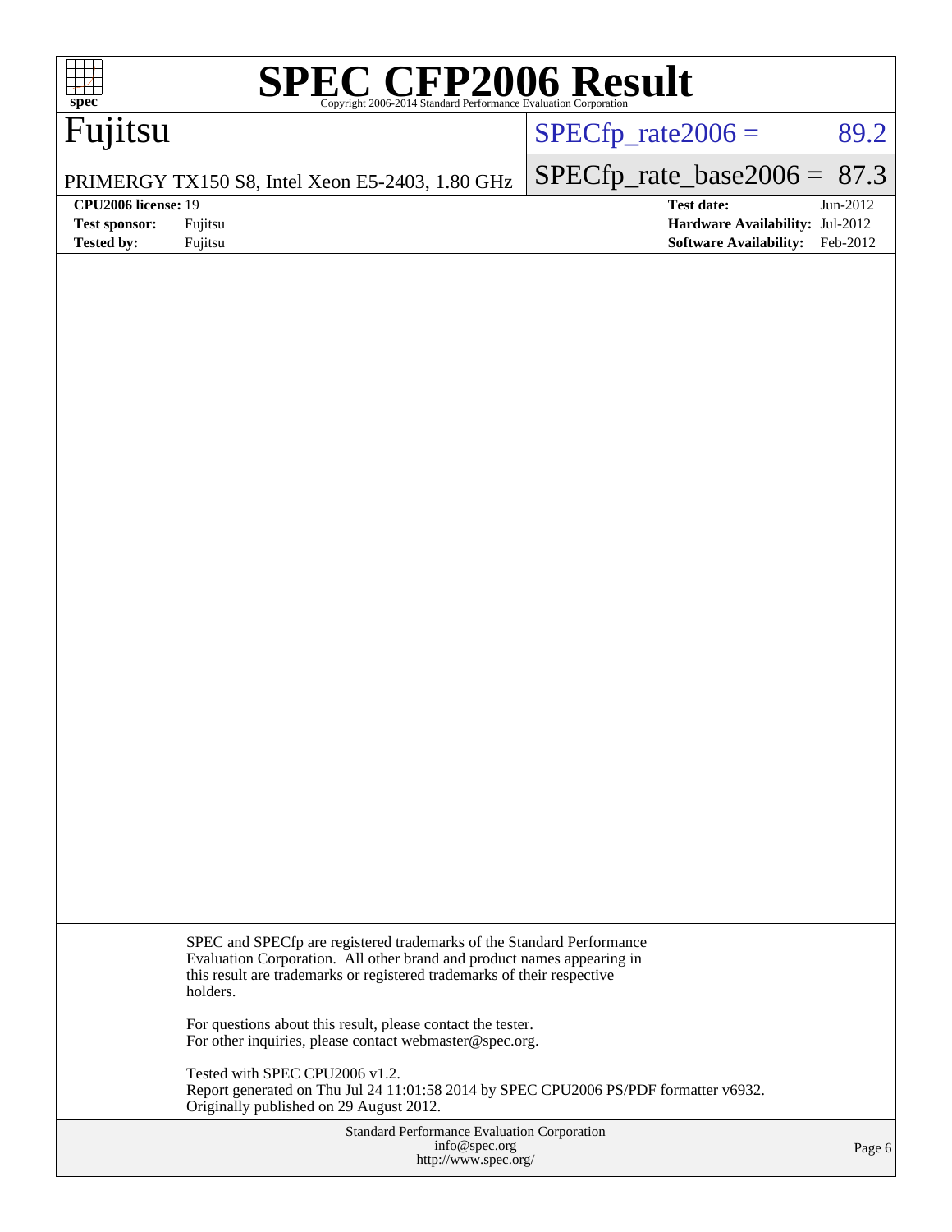SPEC and SPECfp are registered trademarks of the Standard Performance Evaluation Corporation. All other brand and product names appearing in this result are trademarks or registered trademarks of their respective holders.

For questions about this result, please contact the tester.
For other inquiries, please contact webmaster@spec.org.

Tested with SPEC CPU2006 v1.2.
Report generated on Thu Jul 24 11:01:58 2014 by SPEC CPU2006 PS/PDF formatter v6932.
Originally published on 29 August 2012.